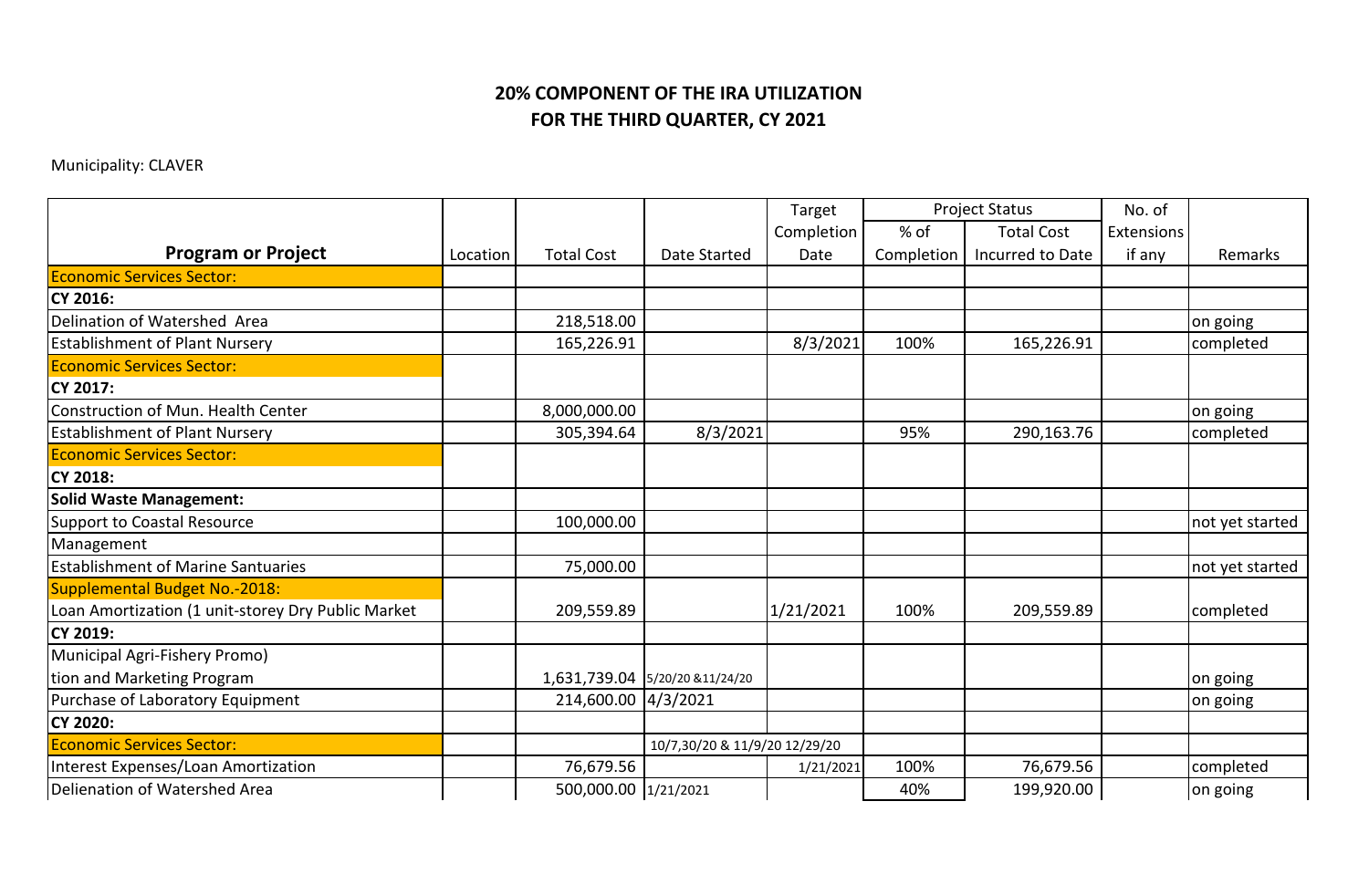## 20% COMPONENT OF THE IRA UTILIZATION
## FOR THE THIRD QUARTER, CY 2021

Municipality: CLAVER

| Program or Project | Location | Total Cost | Date Started | Target Completion Date | Project Status | | No. of Extensions if any | Remarks |
|---|---|---|---|---|---|---|---|---|
| | | | | | % of Completion | Total Cost Incurred to Date | | |
| Economic Services Sector: | | | | | | | | |
| CY 2016: | | | | | | | | |
| Delination of Watershed Area | | 218,518.00 | | | | | | on going |
| Establishment of Plant Nursery | | 165,226.91 | | 8/3/2021 | 100% | 165,226.91 | | completed |
| Economic Services Sector: | | | | | | | | |
| CY 2017: | | | | | | | | |
| Construction of Mun. Health Center | | 8,000,000.00 | | | | | | on going |
| Establishment of Plant Nursery | | 305,394.64 | 8/3/2021 | | 95% | 290,163.76 | | completed |
| Economic Services Sector: | | | | | | | | |
| CY 2018: | | | | | | | | |
| Solid Waste Management: | | | | | | | | |
| Support to Coastal Resource | | 100,000.00 | | | | | | not yet started |
| Management | | | | | | | | |
| Establishment of Marine Santuaries | | 75,000.00 | | | | | | not yet started |
| Supplemental Budget No.-2018: | | | | | | | | |
| Loan Amortization (1 unit-storey Dry Public Market | | 209,559.89 | | 1/21/2021 | 100% | 209,559.89 | | completed |
| CY 2019: | | | | | | | | |
| Municipal Agri-Fishery Promo) | | | | | | | | |
| tion and Marketing Program | | 1,631,739.04 | 5/20/20 &11/24/20 | | | | | on going |
| Purchase of Laboratory Equipment | | 214,600.00 | 4/3/2021 | | | | | on going |
| CY 2020: | | | | | | | | |
| Economic Services Sector: | | | 10/7,30/20 & 11/9/20 | 12/29/20 | | | | |
| Interest Expenses/Loan Amortization | | 76,679.56 | | 1/21/2021 | 100% | 76,679.56 | | completed |
| Delienation of Watershed Area | | 500,000.00 | 1/21/2021 | | 40% | 199,920.00 | | on going |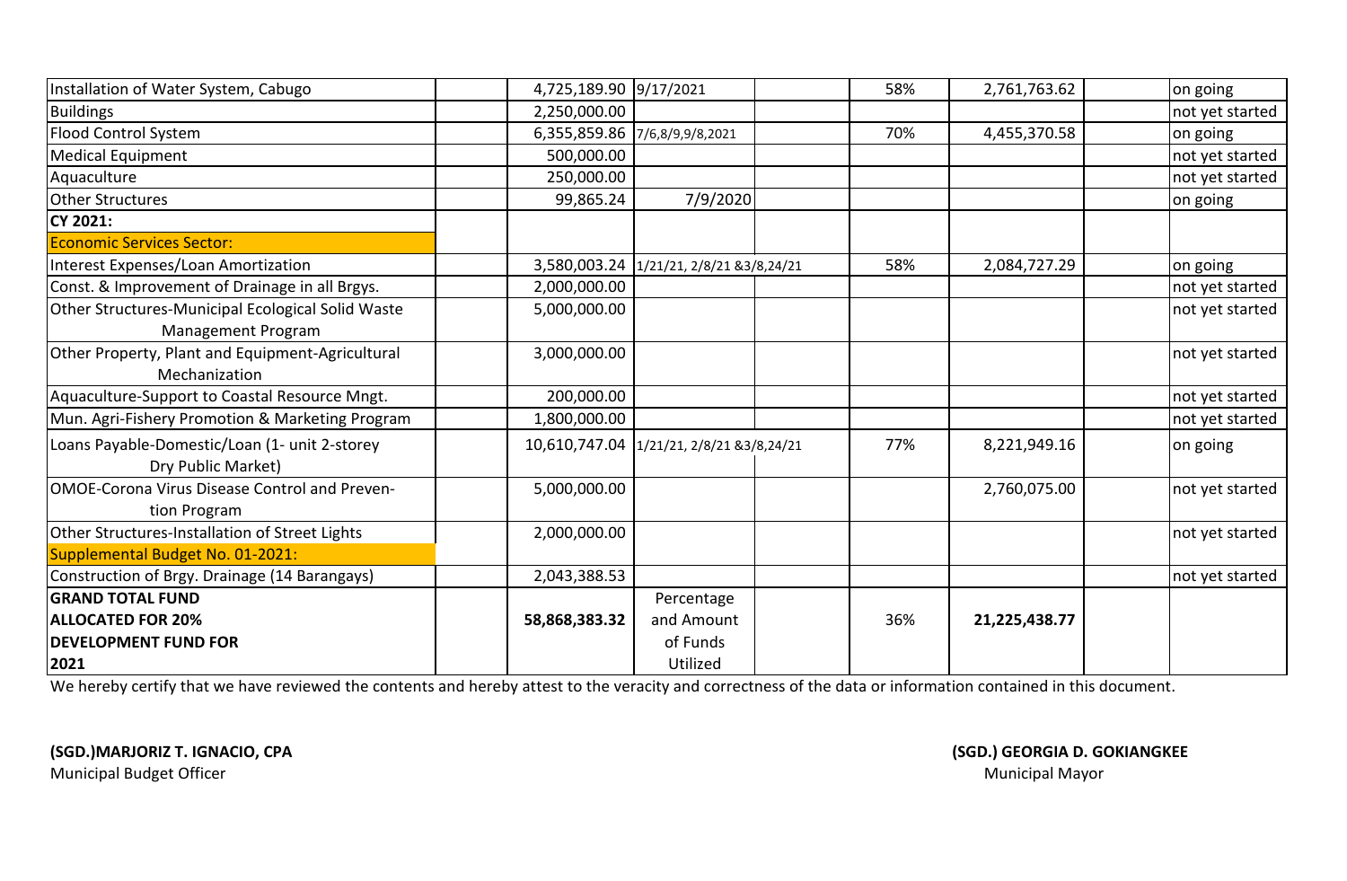| | | | | | | | | |
|---|---|---|---|---|---|---|---|---|
| Installation of Water System, Cabugo | | 4,725,189.90 | 9/17/2021 | | 58% | 2,761,763.62 | | on going |
| Buildings | | 2,250,000.00 | | | | | | not yet started |
| Flood Control System | | 6,355,859.86 | 7/6,8/9,9/8,2021 | | 70% | 4,455,370.58 | | on going |
| Medical Equipment | | 500,000.00 | | | | | | not yet started |
| Aquaculture | | 250,000.00 | | | | | | not yet started |
| Other Structures | | 99,865.24 | 7/9/2020 | | | | | on going |
| **CY 2021:** | | | | | | | | |
| Economic Services Sector: | | | | | | | | |
| Interest Expenses/Loan Amortization | | 3,580,003.24 | 1/21/21, 2/8/21 &3/8,24/21 | | 58% | 2,084,727.29 | | on going |
| Const. & Improvement of Drainage in all Brgys. | | 2,000,000.00 | | | | | | not yet started |
| Other Structures-Municipal Ecological Solid Waste Management Program | | 5,000,000.00 | | | | | | not yet started |
| Other Property, Plant and Equipment-Agricultural Mechanization | | 3,000,000.00 | | | | | | not yet started |
| Aquaculture-Support to Coastal Resource Mngt. | | 200,000.00 | | | | | | not yet started |
| Mun. Agri-Fishery Promotion & Marketing Program | | 1,800,000.00 | | | | | | not yet started |
| Loans Payable-Domestic/Loan (1- unit 2-storey Dry Public Market) | | 10,610,747.04 | 1/21/21, 2/8/21 &3/8,24/21 | | 77% | 8,221,949.16 | | on going |
| OMOE-Corona Virus Disease Control and Prevention Program | | 5,000,000.00 | | | | 2,760,075.00 | | not yet started |
| Other Structures-Installation of Street Lights | | 2,000,000.00 | | | | | | not yet started |
| Supplemental Budget No. 01-2021: | | | | | | | | |
| Construction of Brgy. Drainage (14 Barangays) | | 2,043,388.53 | | | | | | not yet started |
| **GRAND TOTAL FUND ALLOCATED FOR 20% DEVELOPMENT FUND FOR 2021** | | **58,868,383.32** | Percentage and Amount of Funds Utilized | | 36% | **21,225,438.77** | | |

We hereby certify that we have reviewed the contents and hereby attest to the veracity and correctness of the data or information contained in this document.

**(SGD.)MARJORIZ T. IGNACIO, CPA**
Municipal Budget Officer

**(SGD.) GEORGIA D. GOKIANGKEE**
Municipal Mayor